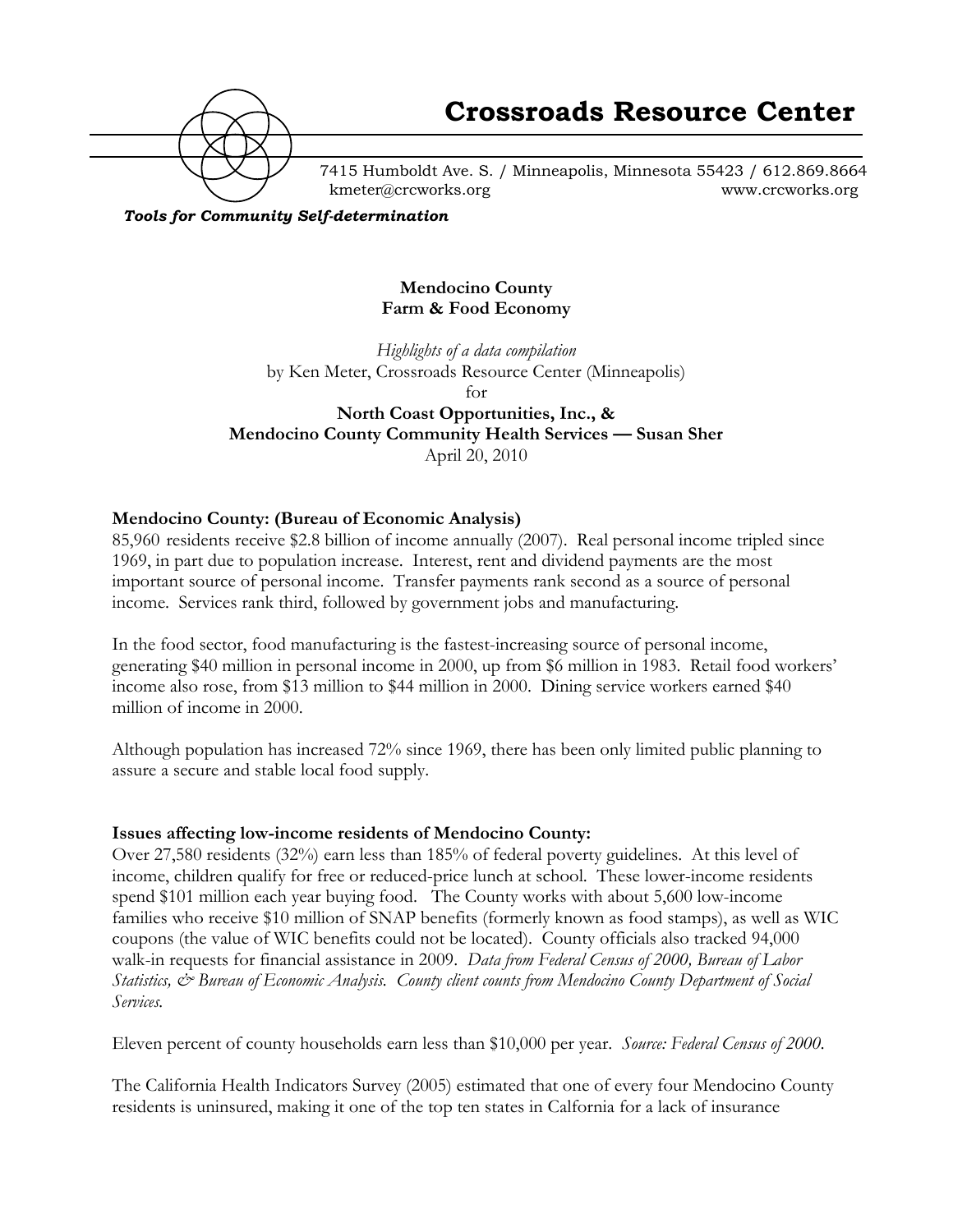# Crossroads Resource Center

7415 Humboldt Ave. S. / Minneapolis, Minnesota 55423 / 612.869.8664
kmeter@crcworks.org www.crcworks.org

***Tools for Community Self-determination***

**Mendocino County**
**Farm & Food Economy**

*Highlights of a data compilation*
by Ken Meter, Crossroads Resource Center (Minneapolis)
for
**North Coast Opportunities, Inc., &**
**Mendocino County Community Health Services — Susan Sher**
April 20, 2010

**Mendocino County: (Bureau of Economic Analysis)**

85,960 residents receive $2.8 billion of income annually (2007). Real personal income tripled since 1969, in part due to population increase. Interest, rent and dividend payments are the most important source of personal income. Transfer payments rank second as a source of personal income. Services rank third, followed by government jobs and manufacturing.

In the food sector, food manufacturing is the fastest-increasing source of personal income, generating $40 million in personal income in 2000, up from $6 million in 1983. Retail food workers' income also rose, from $13 million to $44 million in 2000. Dining service workers earned $40 million of income in 2000.

Although population has increased 72% since 1969, there has been only limited public planning to assure a secure and stable local food supply.

**Issues affecting low-income residents of Mendocino County:**

Over 27,580 residents (32%) earn less than 185% of federal poverty guidelines. At this level of income, children qualify for free or reduced-price lunch at school. These lower-income residents spend $101 million each year buying food. The County works with about 5,600 low-income families who receive $10 million of SNAP benefits (formerly known as food stamps), as well as WIC coupons (the value of WIC benefits could not be located). County officials also tracked 94,000 walk-in requests for financial assistance in 2009. *Data from Federal Census of 2000, Bureau of Labor Statistics, & Bureau of Economic Analysis. County client counts from Mendocino County Department of Social Services.*

Eleven percent of county households earn less than $10,000 per year. *Source: Federal Census of 2000.*

The California Health Indicators Survey (2005) estimated that one of every four Mendocino County residents is uninsured, making it one of the top ten states in Calfornia for a lack of insurance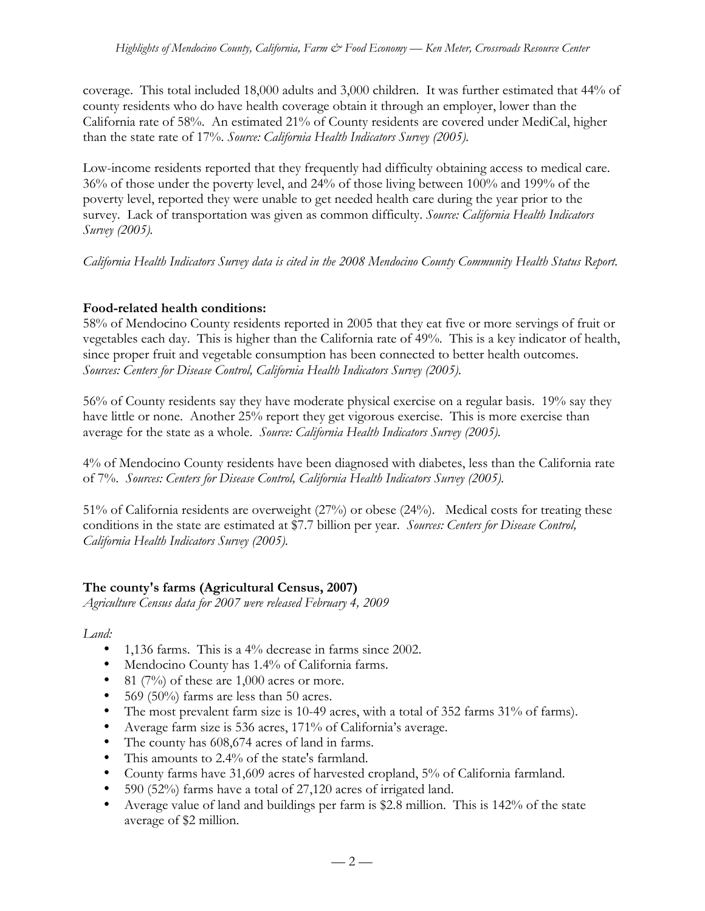coverage. This total included 18,000 adults and 3,000 children. It was further estimated that 44% of county residents who do have health coverage obtain it through an employer, lower than the California rate of 58%. An estimated 21% of County residents are covered under MediCal, higher than the state rate of 17%. *Source: California Health Indicators Survey (2005).*

Low-income residents reported that they frequently had difficulty obtaining access to medical care. 36% of those under the poverty level, and 24% of those living between 100% and 199% of the poverty level, reported they were unable to get needed health care during the year prior to the survey. Lack of transportation was given as common difficulty. *Source: California Health Indicators Survey (2005).*

*California Health Indicators Survey data is cited in the 2008 Mendocino County Community Health Status Report.*

**Food-related health conditions:**

58% of Mendocino County residents reported in 2005 that they eat five or more servings of fruit or vegetables each day. This is higher than the California rate of 49%. This is a key indicator of health, since proper fruit and vegetable consumption has been connected to better health outcomes. *Sources: Centers for Disease Control, California Health Indicators Survey (2005).*

56% of County residents say they have moderate physical exercise on a regular basis. 19% say they have little or none. Another 25% report they get vigorous exercise. This is more exercise than average for the state as a whole. *Source: California Health Indicators Survey (2005).*

4% of Mendocino County residents have been diagnosed with diabetes, less than the California rate of 7%. *Sources: Centers for Disease Control, California Health Indicators Survey (2005).*

51% of California residents are overweight (27%) or obese (24%). Medical costs for treating these conditions in the state are estimated at $7.7 billion per year. *Sources: Centers for Disease Control, California Health Indicators Survey (2005).*

## The county's farms (Agricultural Census, 2007)

*Agriculture Census data for 2007 were released February 4, 2009*

*Land:*

- 1,136 farms. This is a 4% decrease in farms since 2002.
- Mendocino County has 1.4% of California farms.
- 81 (7%) of these are 1,000 acres or more.
- 569 (50%) farms are less than 50 acres.
- The most prevalent farm size is 10-49 acres, with a total of 352 farms 31% of farms).
- Average farm size is 536 acres, 171% of California's average.
- The county has 608,674 acres of land in farms.
- This amounts to 2.4% of the state's farmland.
- County farms have 31,609 acres of harvested cropland, 5% of California farmland.
- 590 (52%) farms have a total of 27,120 acres of irrigated land.
- Average value of land and buildings per farm is $2.8 million. This is 142% of the state average of $2 million.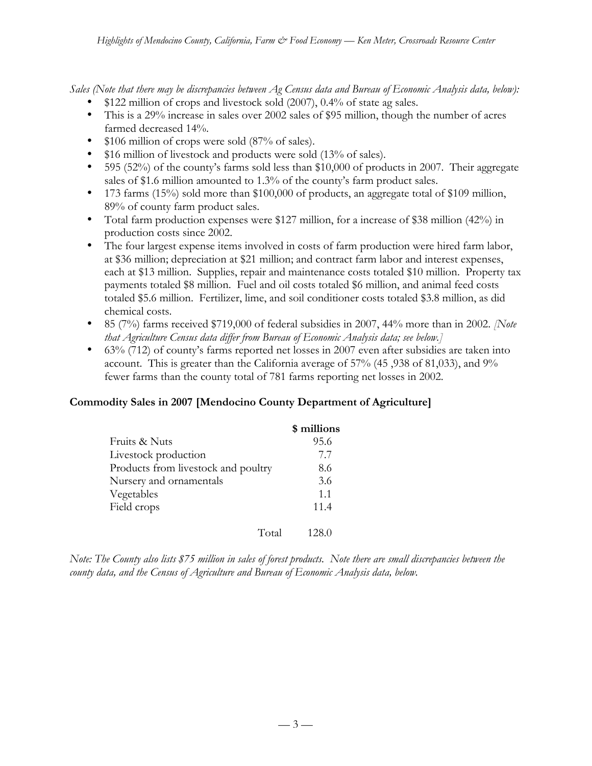*Sales (Note that there may be discrepancies between Ag Census data and Bureau of Economic Analysis data, below):*

- $122 million of crops and livestock sold (2007), 0.4% of state ag sales.
- This is a 29% increase in sales over 2002 sales of $95 million, though the number of acres farmed decreased 14%.
- $106 million of crops were sold (87% of sales).
- $16 million of livestock and products were sold (13% of sales).
- 595 (52%) of the county's farms sold less than $10,000 of products in 2007. Their aggregate sales of $1.6 million amounted to 1.3% of the county's farm product sales.
- 173 farms (15%) sold more than $100,000 of products, an aggregate total of $109 million, 89% of county farm product sales.
- Total farm production expenses were $127 million, for a increase of $38 million (42%) in production costs since 2002.
- The four largest expense items involved in costs of farm production were hired farm labor, at $36 million; depreciation at $21 million; and contract farm labor and interest expenses, each at $13 million. Supplies, repair and maintenance costs totaled $10 million. Property tax payments totaled $8 million. Fuel and oil costs totaled $6 million, and animal feed costs totaled $5.6 million. Fertilizer, lime, and soil conditioner costs totaled $3.8 million, as did chemical costs.
- 85 (7%) farms received $719,000 of federal subsidies in 2007, 44% more than in 2002. *[Note that Agriculture Census data differ from Bureau of Economic Analysis data; see below.]*
- 63% (712) of county's farms reported net losses in 2007 even after subsidies are taken into account. This is greater than the California average of 57% (45 ,938 of 81,033), and 9% fewer farms than the county total of 781 farms reporting net losses in 2002.

**Commodity Sales in 2007 [Mendocino County Department of Agriculture]**

| | $ millions |
|---|---|
| Fruits & Nuts | 95.6 |
| Livestock production | 7.7 |
| Products from livestock and poultry | 8.6 |
| Nursery and ornamentals | 3.6 |
| Vegetables | 1.1 |
| Field crops | 11.4 |
| Total | 128.0 |

*Note: The County also lists $75 million in sales of forest products. Note there are small discrepancies between the county data, and the Census of Agriculture and Bureau of Economic Analysis data, below.*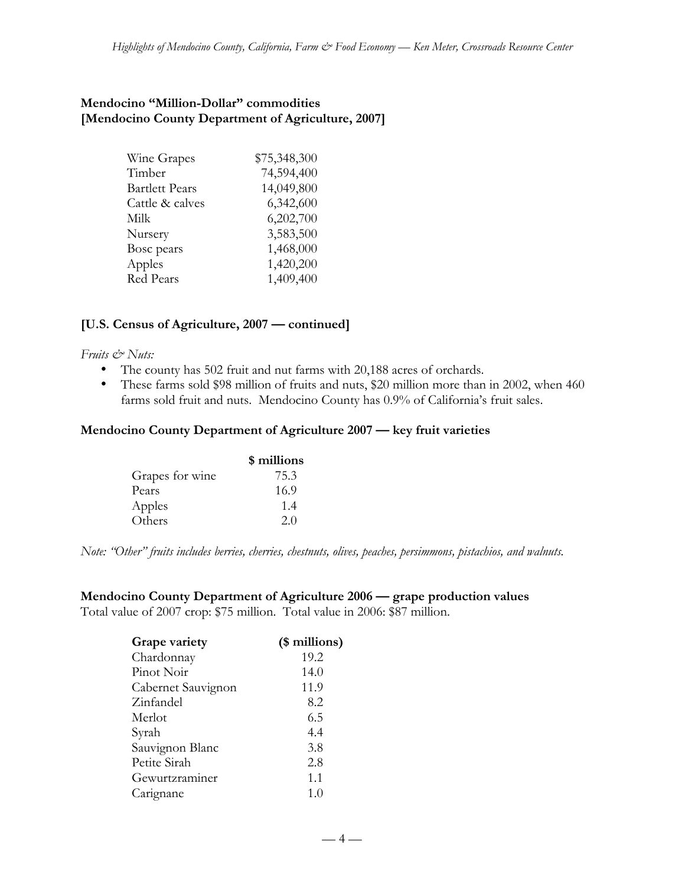**Mendocino "Million-Dollar" commodities**
**[Mendocino County Department of Agriculture, 2007]**

| | |
|---|---|
| Wine Grapes | $75,348,300 |
| Timber | 74,594,400 |
| Bartlett Pears | 14,049,800 |
| Cattle & calves | 6,342,600 |
| Milk | 6,202,700 |
| Nursery | 3,583,500 |
| Bosc pears | 1,468,000 |
| Apples | 1,420,200 |
| Red Pears | 1,409,400 |

### [U.S. Census of Agriculture, 2007 — continued]

*Fruits & Nuts:*

- The county has 502 fruit and nut farms with 20,188 acres of orchards.
- These farms sold $98 million of fruits and nuts, $20 million more than in 2002, when 460 farms sold fruit and nuts. Mendocino County has 0.9% of California's fruit sales.

### Mendocino County Department of Agriculture 2007 — key fruit varieties

| | $ millions |
|---|---|
| Grapes for wine | 75.3 |
| Pears | 16.9 |
| Apples | 1.4 |
| Others | 2.0 |

*Note: "Other" fruits includes berries, cherries, chestnuts, olives, peaches, persimmons, pistachios, and walnuts.*

### Mendocino County Department of Agriculture 2006 — grape production values

Total value of 2007 crop: $75 million. Total value in 2006: $87 million.

| Grape variety | ($ millions) |
|---|---|
| Chardonnay | 19.2 |
| Pinot Noir | 14.0 |
| Cabernet Sauvignon | 11.9 |
| Zinfandel | 8.2 |
| Merlot | 6.5 |
| Syrah | 4.4 |
| Sauvignon Blanc | 3.8 |
| Petite Sirah | 2.8 |
| Gewurtzraminer | 1.1 |
| Carignane | 1.0 |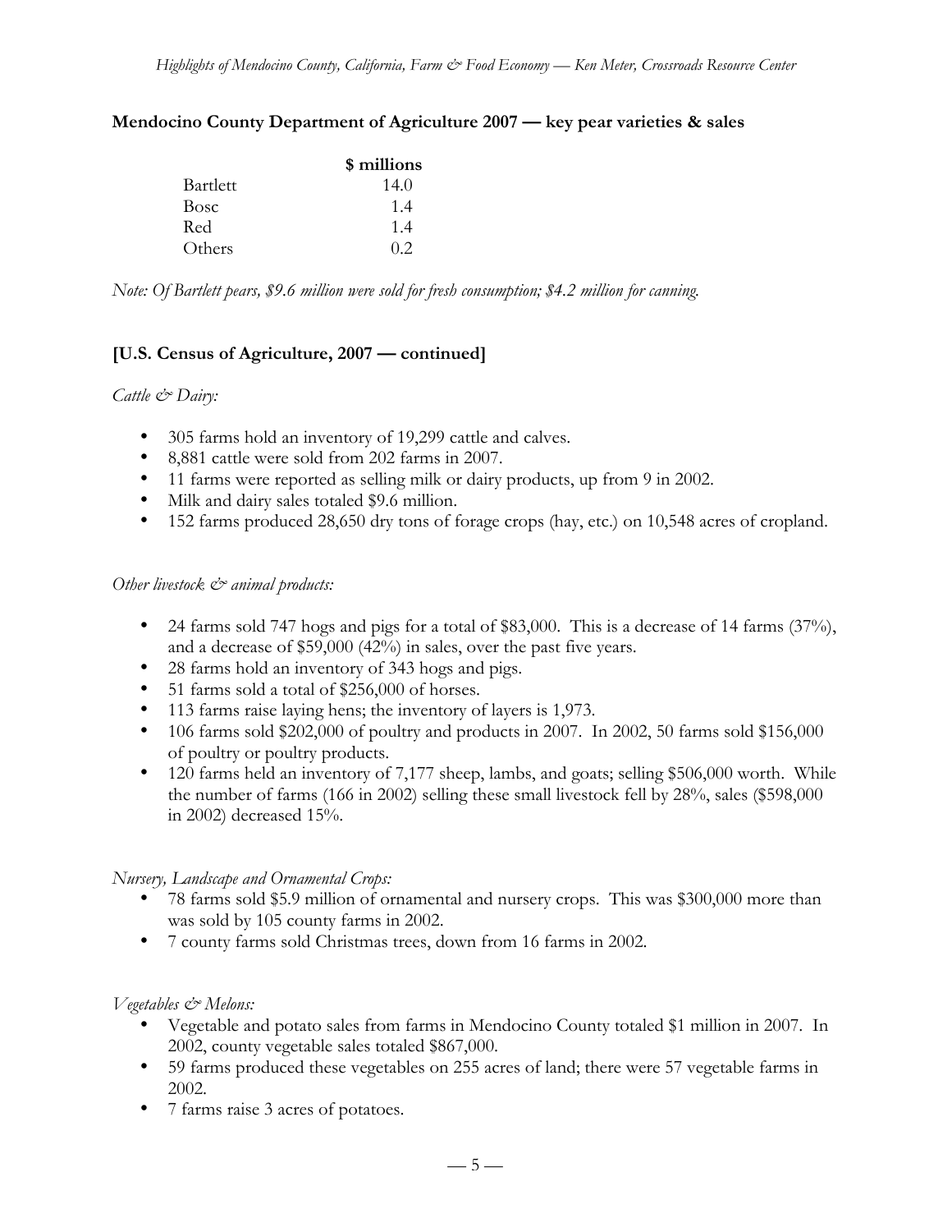**Mendocino County Department of Agriculture 2007 — key pear varieties & sales**

| | $ millions |
|---|---|
| Bartlett | 14.0 |
| Bosc | 1.4 |
| Red | 1.4 |
| Others | 0.2 |

*Note: Of Bartlett pears, $9.6 million were sold for fresh consumption; $4.2 million for canning.*

**[U.S. Census of Agriculture, 2007 — continued]**

*Cattle & Dairy:*

- 305 farms hold an inventory of 19,299 cattle and calves.
- 8,881 cattle were sold from 202 farms in 2007.
- 11 farms were reported as selling milk or dairy products, up from 9 in 2002.
- Milk and dairy sales totaled $9.6 million.
- 152 farms produced 28,650 dry tons of forage crops (hay, etc.) on 10,548 acres of cropland.

*Other livestock & animal products:*

- 24 farms sold 747 hogs and pigs for a total of $83,000. This is a decrease of 14 farms (37%), and a decrease of $59,000 (42%) in sales, over the past five years.
- 28 farms hold an inventory of 343 hogs and pigs.
- 51 farms sold a total of $256,000 of horses.
- 113 farms raise laying hens; the inventory of layers is 1,973.
- 106 farms sold $202,000 of poultry and products in 2007. In 2002, 50 farms sold $156,000 of poultry or poultry products.
- 120 farms held an inventory of 7,177 sheep, lambs, and goats; selling $506,000 worth. While the number of farms (166 in 2002) selling these small livestock fell by 28%, sales ($598,000 in 2002) decreased 15%.

*Nursery, Landscape and Ornamental Crops:*

- 78 farms sold $5.9 million of ornamental and nursery crops. This was $300,000 more than was sold by 105 county farms in 2002.
- 7 county farms sold Christmas trees, down from 16 farms in 2002.

*Vegetables & Melons:*

- Vegetable and potato sales from farms in Mendocino County totaled $1 million in 2007. In 2002, county vegetable sales totaled $867,000.
- 59 farms produced these vegetables on 255 acres of land; there were 57 vegetable farms in 2002.
- 7 farms raise 3 acres of potatoes.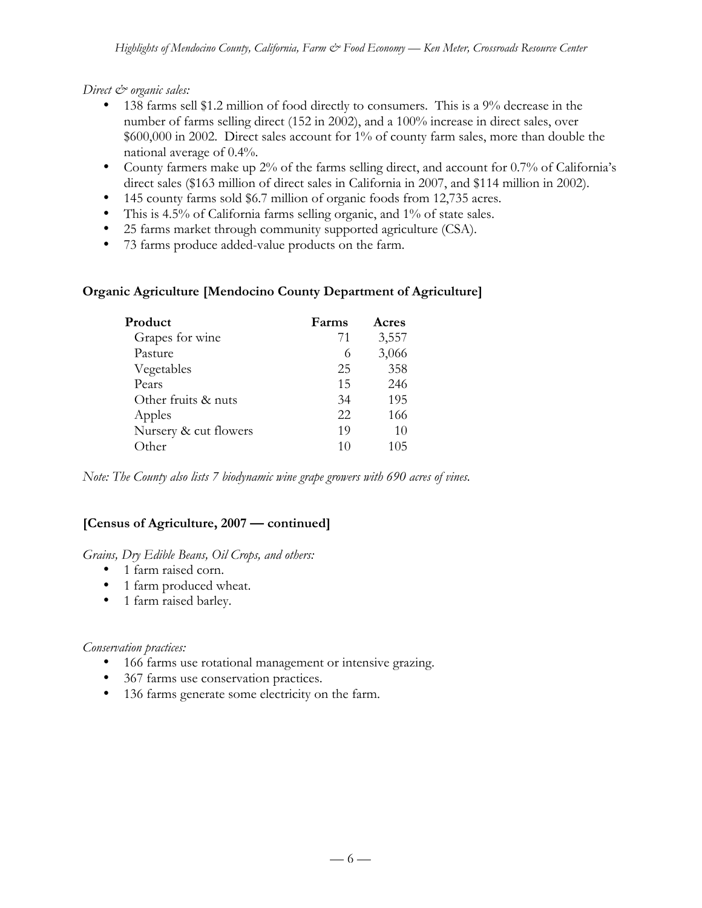*Direct & organic sales:*

- 138 farms sell $1.2 million of food directly to consumers. This is a 9% decrease in the number of farms selling direct (152 in 2002), and a 100% increase in direct sales, over $600,000 in 2002. Direct sales account for 1% of county farm sales, more than double the national average of 0.4%.
- County farmers make up 2% of the farms selling direct, and account for 0.7% of California's direct sales ($163 million of direct sales in California in 2007, and $114 million in 2002).
- 145 county farms sold $6.7 million of organic foods from 12,735 acres.
- This is 4.5% of California farms selling organic, and 1% of state sales.
- 25 farms market through community supported agriculture (CSA).
- 73 farms produce added-value products on the farm.

**Organic Agriculture [Mendocino County Department of Agriculture]**

| Product | Farms | Acres |
|---|---|---|
| Grapes for wine | 71 | 3,557 |
| Pasture | 6 | 3,066 |
| Vegetables | 25 | 358 |
| Pears | 15 | 246 |
| Other fruits & nuts | 34 | 195 |
| Apples | 22 | 166 |
| Nursery & cut flowers | 19 | 10 |
| Other | 10 | 105 |

*Note: The County also lists 7 biodynamic wine grape growers with 690 acres of vines.*

**[Census of Agriculture, 2007 — continued]**

*Grains, Dry Edible Beans, Oil Crops, and others:*

- 1 farm raised corn.
- 1 farm produced wheat.
- 1 farm raised barley.

*Conservation practices:*

- 166 farms use rotational management or intensive grazing.
- 367 farms use conservation practices.
- 136 farms generate some electricity on the farm.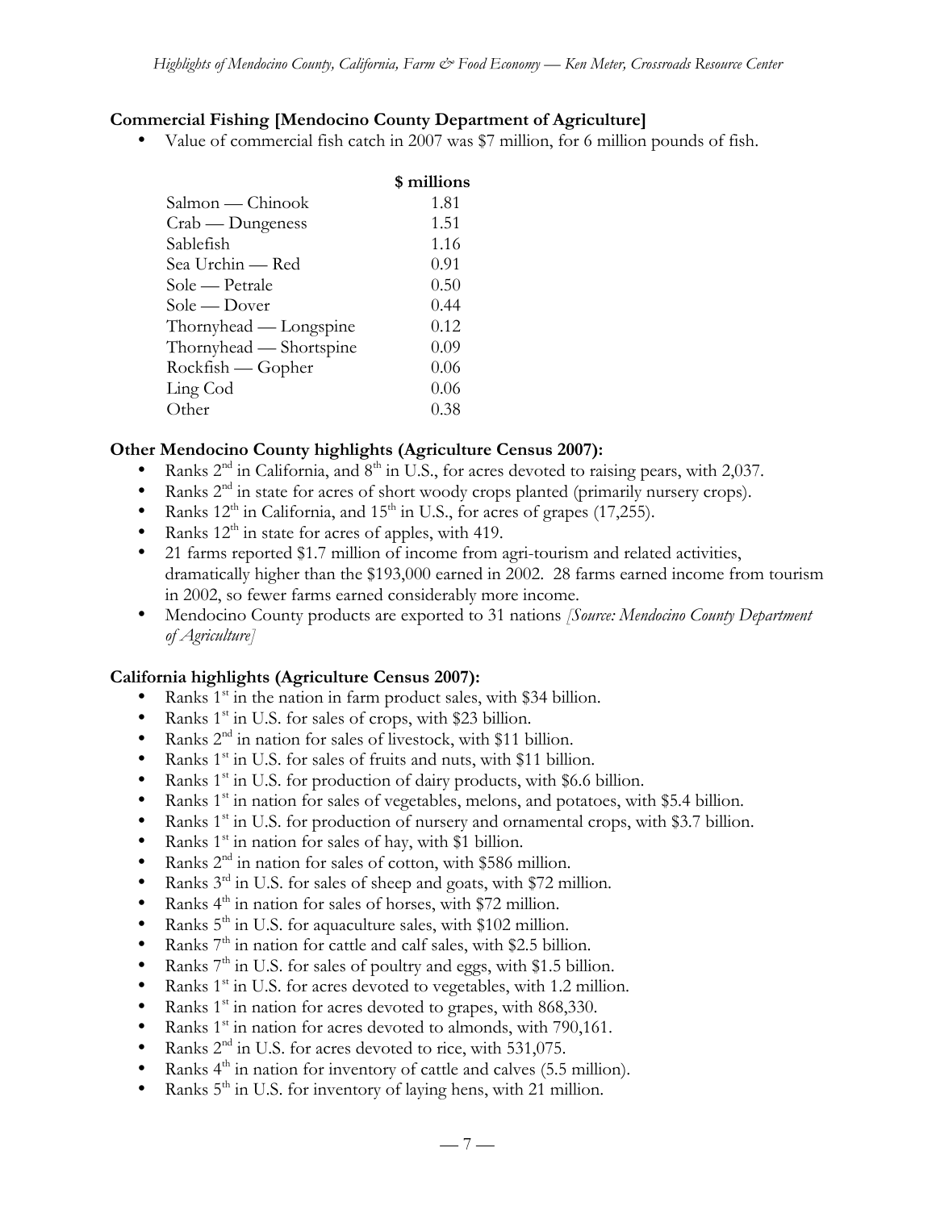### Commercial Fishing [Mendocino County Department of Agriculture]

- Value of commercial fish catch in 2007 was $7 million, for 6 million pounds of fish.

| | $ millions |
|---|---|
| Salmon — Chinook | 1.81 |
| Crab — Dungeness | 1.51 |
| Sablefish | 1.16 |
| Sea Urchin — Red | 0.91 |
| Sole — Petrale | 0.50 |
| Sole — Dover | 0.44 |
| Thornyhead — Longspine | 0.12 |
| Thornyhead — Shortspine | 0.09 |
| Rockfish — Gopher | 0.06 |
| Ling Cod | 0.06 |
| Other | 0.38 |

### Other Mendocino County highlights (Agriculture Census 2007):

- Ranks 2nd in California, and 8th in U.S., for acres devoted to raising pears, with 2,037.
- Ranks 2nd in state for acres of short woody crops planted (primarily nursery crops).
- Ranks 12th in California, and 15th in U.S., for acres of grapes (17,255).
- Ranks 12th in state for acres of apples, with 419.
- 21 farms reported $1.7 million of income from agri-tourism and related activities, dramatically higher than the $193,000 earned in 2002. 28 farms earned income from tourism in 2002, so fewer farms earned considerably more income.
- Mendocino County products are exported to 31 nations *[Source: Mendocino County Department of Agriculture]*

### California highlights (Agriculture Census 2007):

- Ranks 1st in the nation in farm product sales, with $34 billion.
- Ranks 1st in U.S. for sales of crops, with $23 billion.
- Ranks 2nd in nation for sales of livestock, with $11 billion.
- Ranks 1st in U.S. for sales of fruits and nuts, with $11 billion.
- Ranks 1st in U.S. for production of dairy products, with $6.6 billion.
- Ranks 1st in nation for sales of vegetables, melons, and potatoes, with $5.4 billion.
- Ranks 1st in U.S. for production of nursery and ornamental crops, with $3.7 billion.
- Ranks 1st in nation for sales of hay, with $1 billion.
- Ranks 2nd in nation for sales of cotton, with $586 million.
- Ranks 3rd in U.S. for sales of sheep and goats, with $72 million.
- Ranks 4th in nation for sales of horses, with $72 million.
- Ranks 5th in U.S. for aquaculture sales, with $102 million.
- Ranks 7th in nation for cattle and calf sales, with $2.5 billion.
- Ranks 7th in U.S. for sales of poultry and eggs, with $1.5 billion.
- Ranks 1st in U.S. for acres devoted to vegetables, with 1.2 million.
- Ranks 1st in nation for acres devoted to grapes, with 868,330.
- Ranks 1st in nation for acres devoted to almonds, with 790,161.
- Ranks 2nd in U.S. for acres devoted to rice, with 531,075.
- Ranks 4th in nation for inventory of cattle and calves (5.5 million).
- Ranks 5th in U.S. for inventory of laying hens, with 21 million.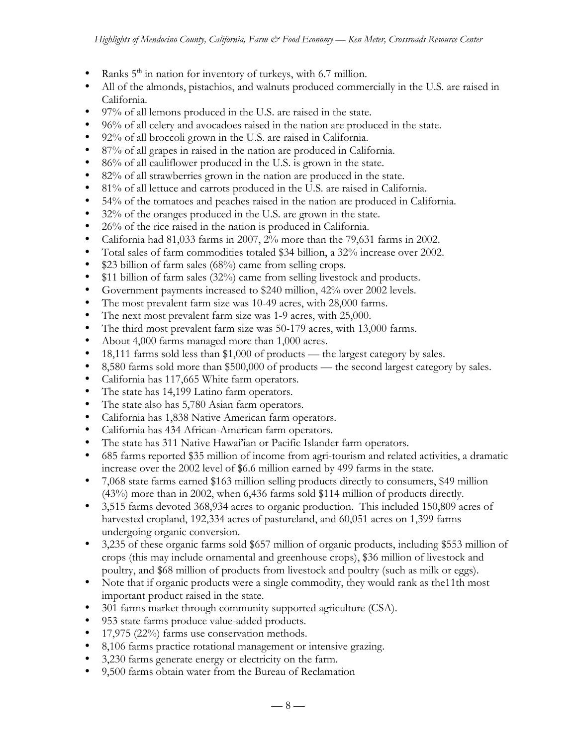- Ranks 5th in nation for inventory of turkeys, with 6.7 million.
- All of the almonds, pistachios, and walnuts produced commercially in the U.S. are raised in California.
- 97% of all lemons produced in the U.S. are raised in the state.
- 96% of all celery and avocadoes raised in the nation are produced in the state.
- 92% of all broccoli grown in the U.S. are raised in California.
- 87% of all grapes in raised in the nation are produced in California.
- 86% of all cauliflower produced in the U.S. is grown in the state.
- 82% of all strawberries grown in the nation are produced in the state.
- 81% of all lettuce and carrots produced in the U.S. are raised in California.
- 54% of the tomatoes and peaches raised in the nation are produced in California.
- 32% of the oranges produced in the U.S. are grown in the state.
- 26% of the rice raised in the nation is produced in California.
- California had 81,033 farms in 2007, 2% more than the 79,631 farms in 2002.
- Total sales of farm commodities totaled $34 billion, a 32% increase over 2002.
- $23 billion of farm sales (68%) came from selling crops.
- $11 billion of farm sales (32%) came from selling livestock and products.
- Government payments increased to $240 million, 42% over 2002 levels.
- The most prevalent farm size was 10-49 acres, with 28,000 farms.
- The next most prevalent farm size was 1-9 acres, with 25,000.
- The third most prevalent farm size was 50-179 acres, with 13,000 farms.
- About 4,000 farms managed more than 1,000 acres.
- 18,111 farms sold less than $1,000 of products — the largest category by sales.
- 8,580 farms sold more than $500,000 of products — the second largest category by sales.
- California has 117,665 White farm operators.
- The state has 14,199 Latino farm operators.
- The state also has 5,780 Asian farm operators.
- California has 1,838 Native American farm operators.
- California has 434 African-American farm operators.
- The state has 311 Native Hawai'ian or Pacific Islander farm operators.
- 685 farms reported $35 million of income from agri-tourism and related activities, a dramatic increase over the 2002 level of $6.6 million earned by 499 farms in the state.
- 7,068 state farms earned $163 million selling products directly to consumers, $49 million (43%) more than in 2002, when 6,436 farms sold $114 million of products directly.
- 3,515 farms devoted 368,934 acres to organic production. This included 150,809 acres of harvested cropland, 192,334 acres of pastureland, and 60,051 acres on 1,399 farms undergoing organic conversion.
- 3,235 of these organic farms sold $657 million of organic products, including $553 million of crops (this may include ornamental and greenhouse crops), $36 million of livestock and poultry, and $68 million of products from livestock and poultry (such as milk or eggs).
- Note that if organic products were a single commodity, they would rank as the11th most important product raised in the state.
- 301 farms market through community supported agriculture (CSA).
- 953 state farms produce value-added products.
- 17,975 (22%) farms use conservation methods.
- 8,106 farms practice rotational management or intensive grazing.
- 3,230 farms generate energy or electricity on the farm.
- 9,500 farms obtain water from the Bureau of Reclamation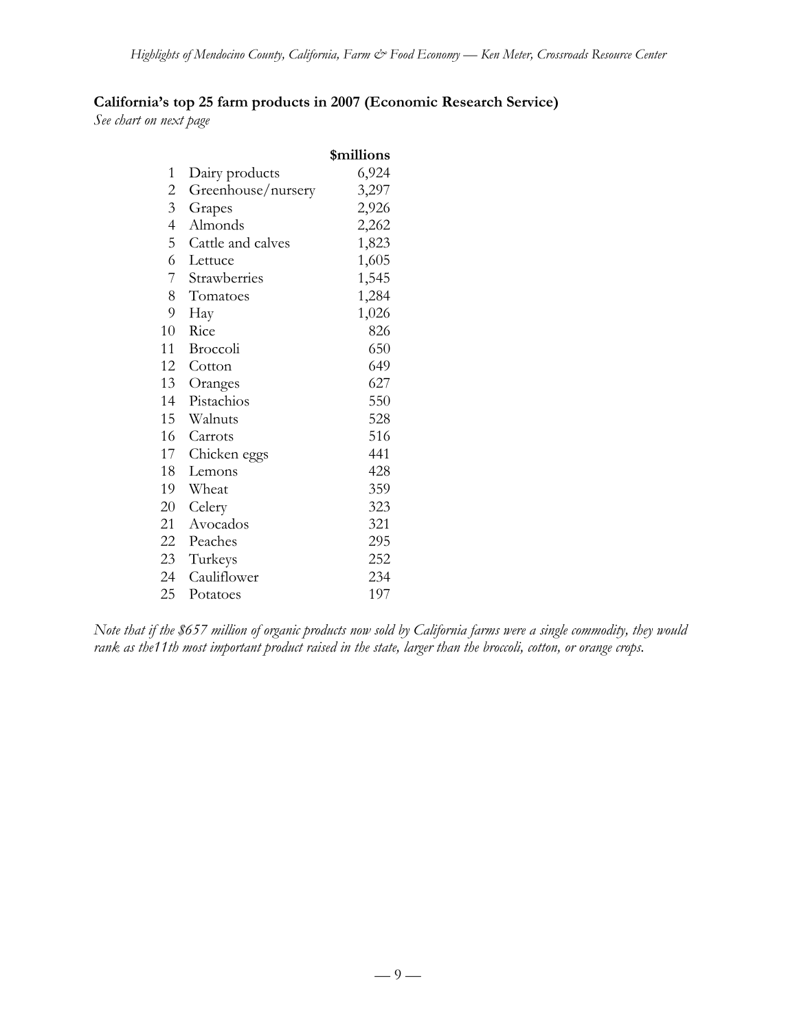**California's top 25 farm products in 2007 (Economic Research Service)**

*See chart on next page*

| | | $millions |
|---|---|---|
| 1 | Dairy products | 6,924 |
| 2 | Greenhouse/nursery | 3,297 |
| 3 | Grapes | 2,926 |
| 4 | Almonds | 2,262 |
| 5 | Cattle and calves | 1,823 |
| 6 | Lettuce | 1,605 |
| 7 | Strawberries | 1,545 |
| 8 | Tomatoes | 1,284 |
| 9 | Hay | 1,026 |
| 10 | Rice | 826 |
| 11 | Broccoli | 650 |
| 12 | Cotton | 649 |
| 13 | Oranges | 627 |
| 14 | Pistachios | 550 |
| 15 | Walnuts | 528 |
| 16 | Carrots | 516 |
| 17 | Chicken eggs | 441 |
| 18 | Lemons | 428 |
| 19 | Wheat | 359 |
| 20 | Celery | 323 |
| 21 | Avocados | 321 |
| 22 | Peaches | 295 |
| 23 | Turkeys | 252 |
| 24 | Cauliflower | 234 |
| 25 | Potatoes | 197 |

*Note that if the $657 million of organic products now sold by California farms were a single commodity, they would rank as the11th most important product raised in the state, larger than the broccoli, cotton, or orange crops.*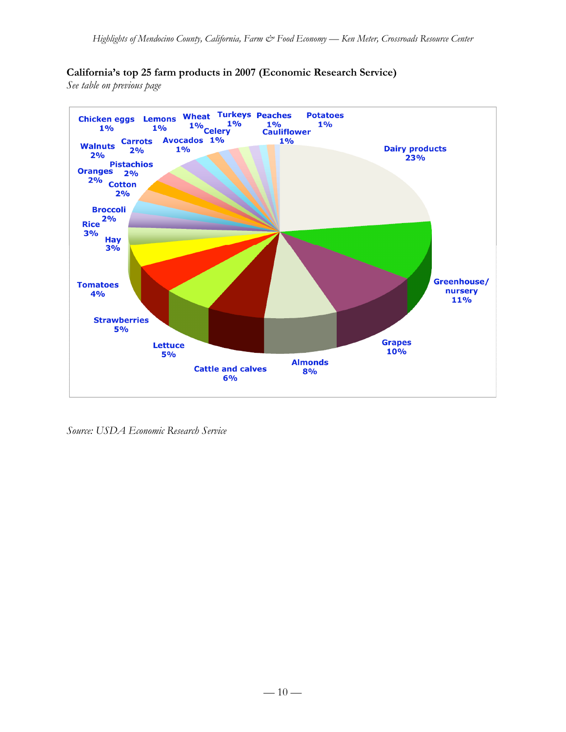**California's top 25 farm products in 2007 (Economic Research Service)**

*See table on previous page*

Dairy products 23%
Greenhouse/nursery 11%
Grapes 10%
Almonds 8%
Cattle and calves 6%
Lettuce 5%
Strawberries 5%
Tomatoes 4%
Hay 3%
Rice 3%
Broccoli 2%
Cotton 2%
Oranges 2%
Pistachios 2%
Walnuts 2%
Carrots 2%
Chicken eggs 1%
Lemons 1%
Avocados 1%
Wheat 1%
Celery 1%
Turkeys 1%
Peaches 1%
Cauliflower 1%
Potatoes 1%

*Source: USDA Economic Research Service*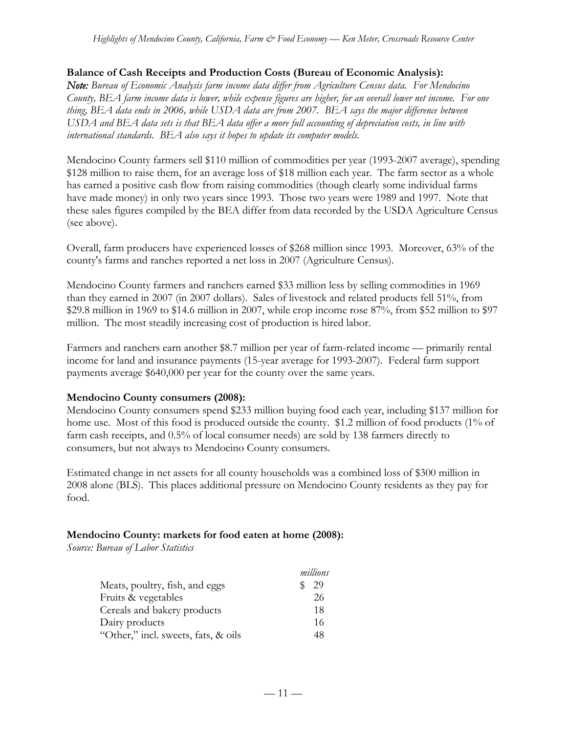**Balance of Cash Receipts and Production Costs (Bureau of Economic Analysis):**

***Note:*** *Bureau of Economic Analysis farm income data differ from Agriculture Census data. For Mendocino County, BEA farm income data is lower, while expense figures are higher, for an overall lower net income. For one thing, BEA data ends in 2006, while USDA data are from 2007. BEA says the major difference between USDA and BEA data sets is that BEA data offer a more full accounting of depreciation costs, in line with international standards. BEA also says it hopes to update its computer models.*

Mendocino County farmers sell $110 million of commodities per year (1993-2007 average), spending $128 million to raise them, for an average loss of $18 million each year. The farm sector as a whole has earned a positive cash flow from raising commodities (though clearly some individual farms have made money) in only two years since 1993. Those two years were 1989 and 1997. Note that these sales figures compiled by the BEA differ from data recorded by the USDA Agriculture Census (see above).

Overall, farm producers have experienced losses of $268 million since 1993. Moreover, 63% of the county's farms and ranches reported a net loss in 2007 (Agriculture Census).

Mendocino County farmers and ranchers earned $33 million less by selling commodities in 1969 than they earned in 2007 (in 2007 dollars). Sales of livestock and related products fell 51%, from $29.8 million in 1969 to $14.6 million in 2007, while crop income rose 87%, from $52 million to $97 million. The most steadily increasing cost of production is hired labor.

Farmers and ranchers earn another $8.7 million per year of farm-related income — primarily rental income for land and insurance payments (15-year average for 1993-2007). Federal farm support payments average $640,000 per year for the county over the same years.

**Mendocino County consumers (2008):**

Mendocino County consumers spend $233 million buying food each year, including $137 million for home use. Most of this food is produced outside the county. $1.2 million of food products (1% of farm cash receipts, and 0.5% of local consumer needs) are sold by 138 farmers directly to consumers, but not always to Mendocino County consumers.

Estimated change in net assets for all county households was a combined loss of $300 million in 2008 alone (BLS). This places additional pressure on Mendocino County residents as they pay for food.

**Mendocino County: markets for food eaten at home (2008):**

*Source: Bureau of Labor Statistics*

| | *millions* |
|---|---|
| Meats, poultry, fish, and eggs | $ 29 |
| Fruits & vegetables | 26 |
| Cereals and bakery products | 18 |
| Dairy products | 16 |
| "Other," incl. sweets, fats, & oils | 48 |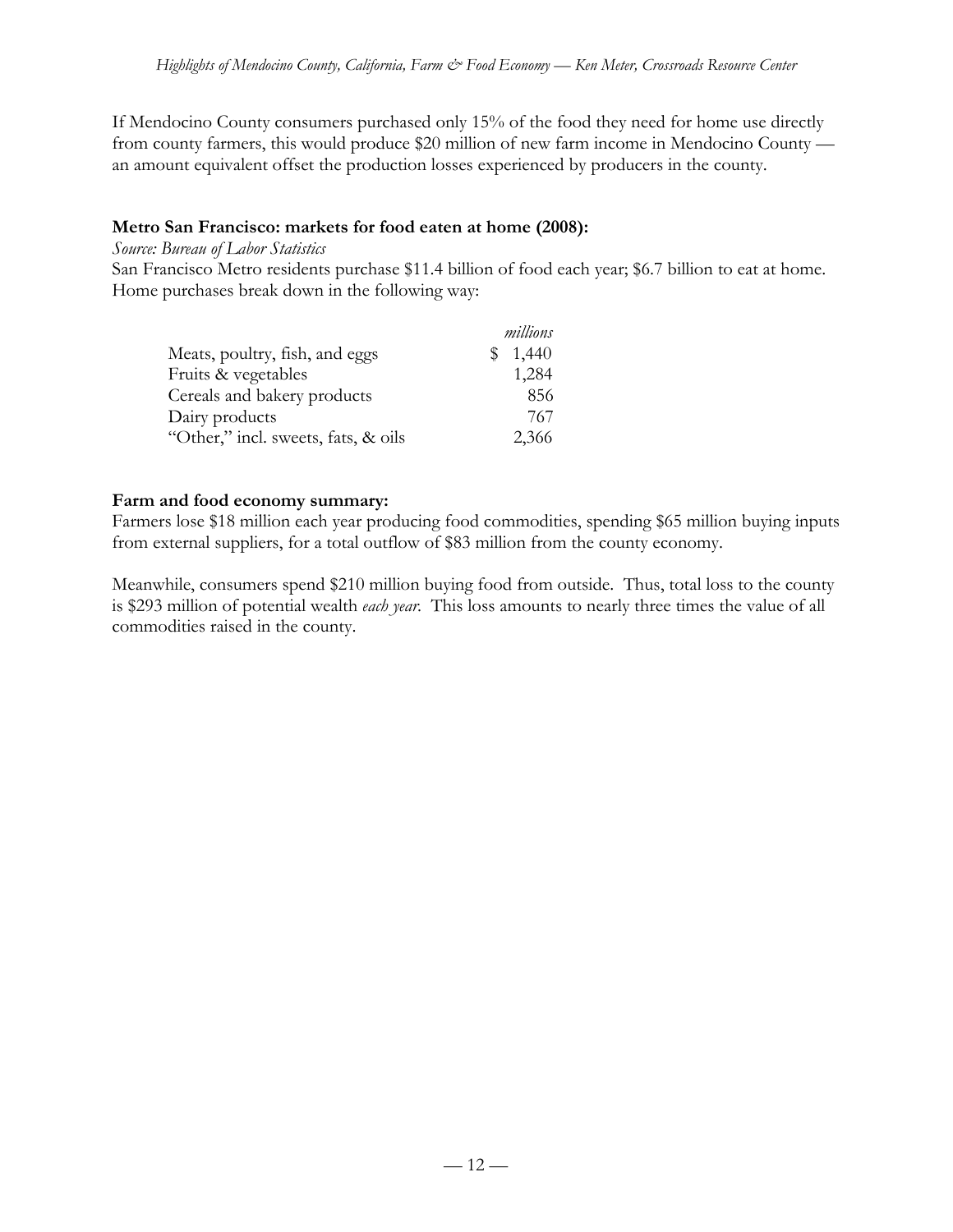If Mendocino County consumers purchased only 15% of the food they need for home use directly from county farmers, this would produce $20 million of new farm income in Mendocino County — an amount equivalent offset the production losses experienced by producers in the county.

**Metro San Francisco: markets for food eaten at home (2008):**

*Source: Bureau of Labor Statistics*

San Francisco Metro residents purchase $11.4 billion of food each year; $6.7 billion to eat at home. Home purchases break down in the following way:

| | *millions* |
|---|---|
| Meats, poultry, fish, and eggs | $ 1,440 |
| Fruits & vegetables | 1,284 |
| Cereals and bakery products | 856 |
| Dairy products | 767 |
| "Other," incl. sweets, fats, & oils | 2,366 |

**Farm and food economy summary:**

Farmers lose $18 million each year producing food commodities, spending $65 million buying inputs from external suppliers, for a total outflow of $83 million from the county economy.

Meanwhile, consumers spend $210 million buying food from outside. Thus, total loss to the county is $293 million of potential wealth *each year*. This loss amounts to nearly three times the value of all commodities raised in the county.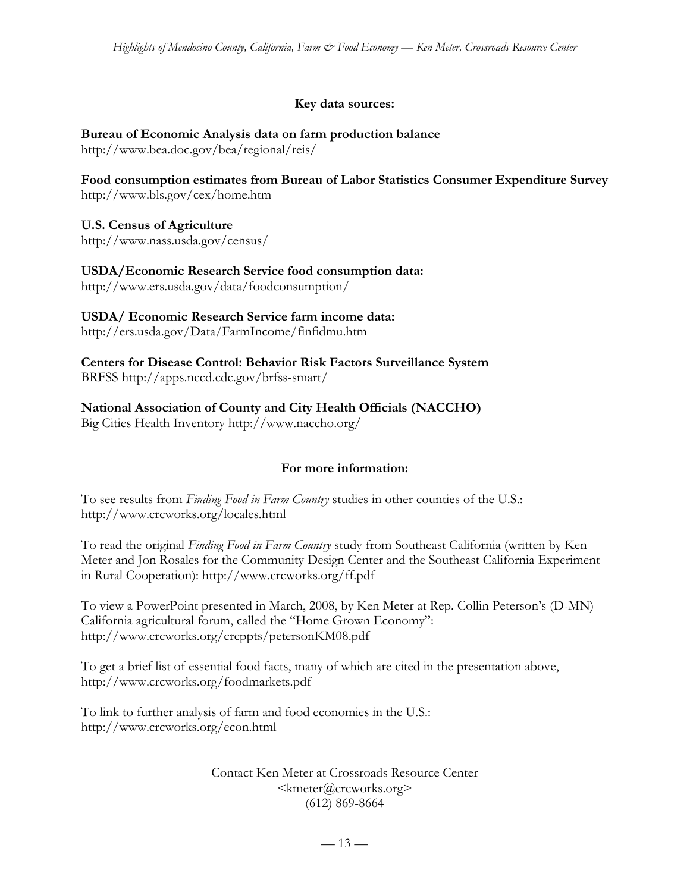**Key data sources:**

**Bureau of Economic Analysis data on farm production balance**
http://www.bea.doc.gov/bea/regional/reis/

**Food consumption estimates from Bureau of Labor Statistics Consumer Expenditure Survey**
http://www.bls.gov/cex/home.htm

**U.S. Census of Agriculture**
http://www.nass.usda.gov/census/

**USDA/Economic Research Service food consumption data:**
http://www.ers.usda.gov/data/foodconsumption/

**USDA/ Economic Research Service farm income data:**
http://ers.usda.gov/Data/FarmIncome/finfidmu.htm

**Centers for Disease Control: Behavior Risk Factors Surveillance System**
BRFSS http://apps.nccd.cdc.gov/brfss-smart/

**National Association of County and City Health Officials (NACCHO)**
Big Cities Health Inventory http://www.naccho.org/

**For more information:**

To see results from *Finding Food in Farm Country* studies in other counties of the U.S.: http://www.crcworks.org/locales.html

To read the original *Finding Food in Farm Country* study from Southeast California (written by Ken Meter and Jon Rosales for the Community Design Center and the Southeast California Experiment in Rural Cooperation): http://www.crcworks.org/ff.pdf

To view a PowerPoint presented in March, 2008, by Ken Meter at Rep. Collin Peterson's (D-MN) California agricultural forum, called the "Home Grown Economy": http://www.crcworks.org/crcppts/petersonKM08.pdf

To get a brief list of essential food facts, many of which are cited in the presentation above, http://www.crcworks.org/foodmarkets.pdf

To link to further analysis of farm and food economies in the U.S.: http://www.crcworks.org/econ.html

Contact Ken Meter at Crossroads Resource Center
<kmeter@crcworks.org>
(612) 869-8664